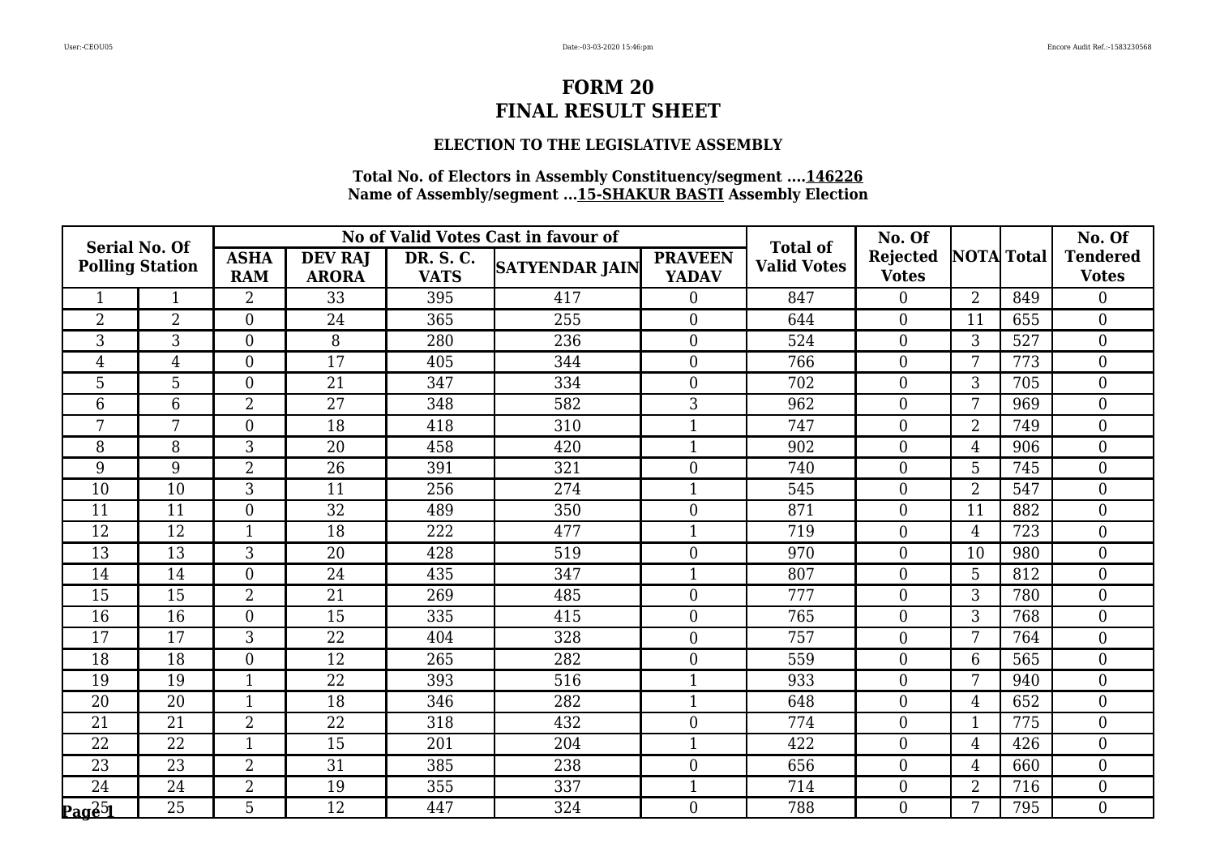# FORM 20
# FINAL RESULT SHEET

### ELECTION TO THE LEGISLATIVE ASSEMBLY

**Total No. of Electors in Assembly Constituency/segment ....146226**
**Name of Assembly/segment ...15-SHAKUR BASTI Assembly Election**

| Serial No. Of Polling Station | | No of Valid Votes Cast in favour of | | | | | Total of Valid Votes | No. Of Rejected Votes | NOTA | Total | No. Of Tendered Votes |
|---|---|---|---|---|---|---|---|---|---|---|---|
| | | ASHA RAM | DEV RAJ ARORA | DR. S. C. VATS | SATYENDAR JAIN | PRAVEEN YADAV | | | | | |
| 1 | 1 | 2 | 33 | 395 | 417 | 0 | 847 | 0 | 2 | 849 | 0 |
| 2 | 2 | 0 | 24 | 365 | 255 | 0 | 644 | 0 | 11 | 655 | 0 |
| 3 | 3 | 0 | 8 | 280 | 236 | 0 | 524 | 0 | 3 | 527 | 0 |
| 4 | 4 | 0 | 17 | 405 | 344 | 0 | 766 | 0 | 7 | 773 | 0 |
| 5 | 5 | 0 | 21 | 347 | 334 | 0 | 702 | 0 | 3 | 705 | 0 |
| 6 | 6 | 2 | 27 | 348 | 582 | 3 | 962 | 0 | 7 | 969 | 0 |
| 7 | 7 | 0 | 18 | 418 | 310 | 1 | 747 | 0 | 2 | 749 | 0 |
| 8 | 8 | 3 | 20 | 458 | 420 | 1 | 902 | 0 | 4 | 906 | 0 |
| 9 | 9 | 2 | 26 | 391 | 321 | 0 | 740 | 0 | 5 | 745 | 0 |
| 10 | 10 | 3 | 11 | 256 | 274 | 1 | 545 | 0 | 2 | 547 | 0 |
| 11 | 11 | 0 | 32 | 489 | 350 | 0 | 871 | 0 | 11 | 882 | 0 |
| 12 | 12 | 1 | 18 | 222 | 477 | 1 | 719 | 0 | 4 | 723 | 0 |
| 13 | 13 | 3 | 20 | 428 | 519 | 0 | 970 | 0 | 10 | 980 | 0 |
| 14 | 14 | 0 | 24 | 435 | 347 | 1 | 807 | 0 | 5 | 812 | 0 |
| 15 | 15 | 2 | 21 | 269 | 485 | 0 | 777 | 0 | 3 | 780 | 0 |
| 16 | 16 | 0 | 15 | 335 | 415 | 0 | 765 | 0 | 3 | 768 | 0 |
| 17 | 17 | 3 | 22 | 404 | 328 | 0 | 757 | 0 | 7 | 764 | 0 |
| 18 | 18 | 0 | 12 | 265 | 282 | 0 | 559 | 0 | 6 | 565 | 0 |
| 19 | 19 | 1 | 22 | 393 | 516 | 1 | 933 | 0 | 7 | 940 | 0 |
| 20 | 20 | 1 | 18 | 346 | 282 | 1 | 648 | 0 | 4 | 652 | 0 |
| 21 | 21 | 2 | 22 | 318 | 432 | 0 | 774 | 0 | 1 | 775 | 0 |
| 22 | 22 | 1 | 15 | 201 | 204 | 1 | 422 | 0 | 4 | 426 | 0 |
| 23 | 23 | 2 | 31 | 385 | 238 | 0 | 656 | 0 | 4 | 660 | 0 |
| 24 | 24 | 2 | 19 | 355 | 337 | 1 | 714 | 0 | 2 | 716 | 0 |
| 25 | 25 | 5 | 12 | 447 | 324 | 0 | 788 | 0 | 7 | 795 | 0 |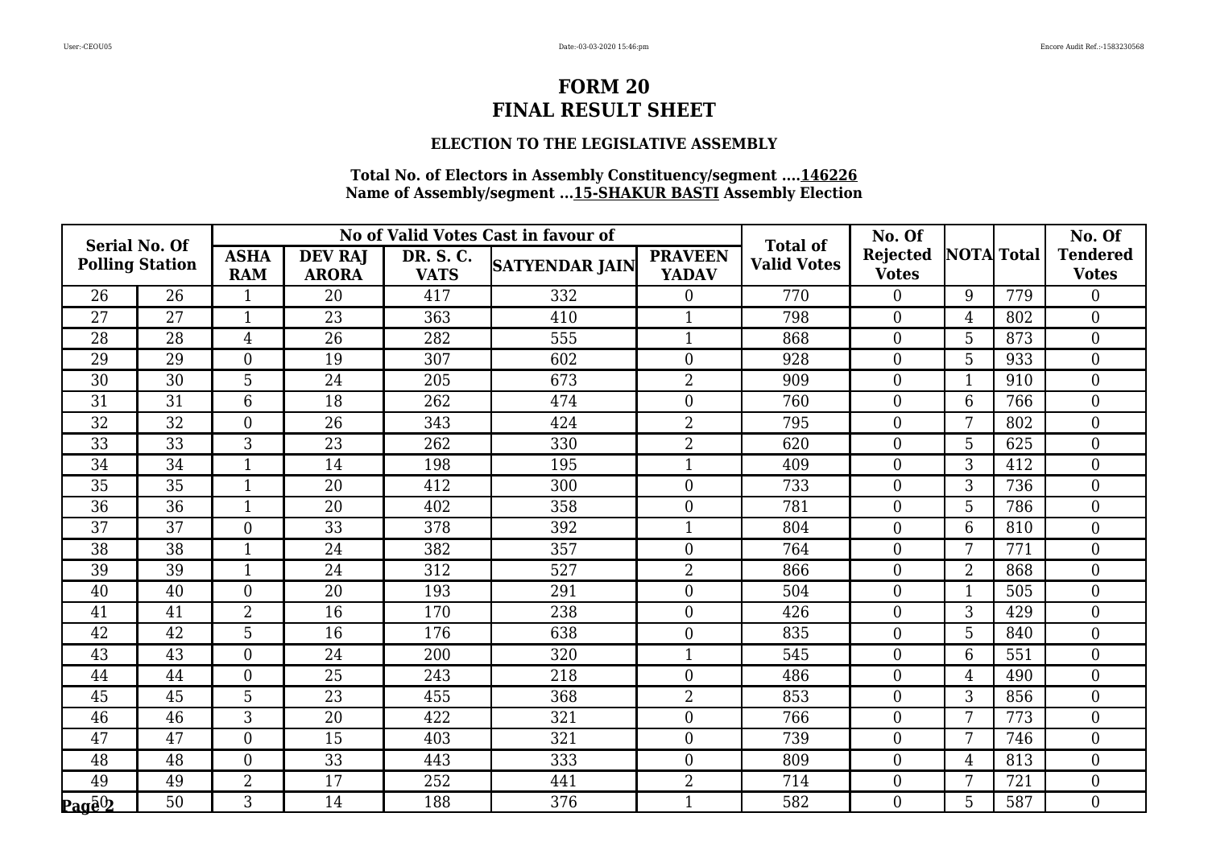# FORM 20
# FINAL RESULT SHEET

### ELECTION TO THE LEGISLATIVE ASSEMBLY

**Total No. of Electors in Assembly Constituency/segment ....146226**
**Name of Assembly/segment ...15-SHAKUR BASTI Assembly Election**

| Serial No. Of Polling Station | | No of Valid Votes Cast in favour of | | | | | Total of Valid Votes | No. Of Rejected Votes | NOTA | Total | No. Of Tendered Votes |
|---|---|---|---|---|---|---|---|---|---|---|---|
| | | ASHA RAM | DEV RAJ ARORA | DR. S. C. VATS | SATYENDAR JAIN | PRAVEEN YADAV | | | | | |
| 26 | 26 | 1 | 20 | 417 | 332 | 0 | 770 | 0 | 9 | 779 | 0 |
| 27 | 27 | 1 | 23 | 363 | 410 | 1 | 798 | 0 | 4 | 802 | 0 |
| 28 | 28 | 4 | 26 | 282 | 555 | 1 | 868 | 0 | 5 | 873 | 0 |
| 29 | 29 | 0 | 19 | 307 | 602 | 0 | 928 | 0 | 5 | 933 | 0 |
| 30 | 30 | 5 | 24 | 205 | 673 | 2 | 909 | 0 | 1 | 910 | 0 |
| 31 | 31 | 6 | 18 | 262 | 474 | 0 | 760 | 0 | 6 | 766 | 0 |
| 32 | 32 | 0 | 26 | 343 | 424 | 2 | 795 | 0 | 7 | 802 | 0 |
| 33 | 33 | 3 | 23 | 262 | 330 | 2 | 620 | 0 | 5 | 625 | 0 |
| 34 | 34 | 1 | 14 | 198 | 195 | 1 | 409 | 0 | 3 | 412 | 0 |
| 35 | 35 | 1 | 20 | 412 | 300 | 0 | 733 | 0 | 3 | 736 | 0 |
| 36 | 36 | 1 | 20 | 402 | 358 | 0 | 781 | 0 | 5 | 786 | 0 |
| 37 | 37 | 0 | 33 | 378 | 392 | 1 | 804 | 0 | 6 | 810 | 0 |
| 38 | 38 | 1 | 24 | 382 | 357 | 0 | 764 | 0 | 7 | 771 | 0 |
| 39 | 39 | 1 | 24 | 312 | 527 | 2 | 866 | 0 | 2 | 868 | 0 |
| 40 | 40 | 0 | 20 | 193 | 291 | 0 | 504 | 0 | 1 | 505 | 0 |
| 41 | 41 | 2 | 16 | 170 | 238 | 0 | 426 | 0 | 3 | 429 | 0 |
| 42 | 42 | 5 | 16 | 176 | 638 | 0 | 835 | 0 | 5 | 840 | 0 |
| 43 | 43 | 0 | 24 | 200 | 320 | 1 | 545 | 0 | 6 | 551 | 0 |
| 44 | 44 | 0 | 25 | 243 | 218 | 0 | 486 | 0 | 4 | 490 | 0 |
| 45 | 45 | 5 | 23 | 455 | 368 | 2 | 853 | 0 | 3 | 856 | 0 |
| 46 | 46 | 3 | 20 | 422 | 321 | 0 | 766 | 0 | 7 | 773 | 0 |
| 47 | 47 | 0 | 15 | 403 | 321 | 0 | 739 | 0 | 7 | 746 | 0 |
| 48 | 48 | 0 | 33 | 443 | 333 | 0 | 809 | 0 | 4 | 813 | 0 |
| 49 | 49 | 2 | 17 | 252 | 441 | 2 | 714 | 0 | 7 | 721 | 0 |
| 50 | 50 | 3 | 14 | 188 | 376 | 1 | 582 | 0 | 5 | 587 | 0 |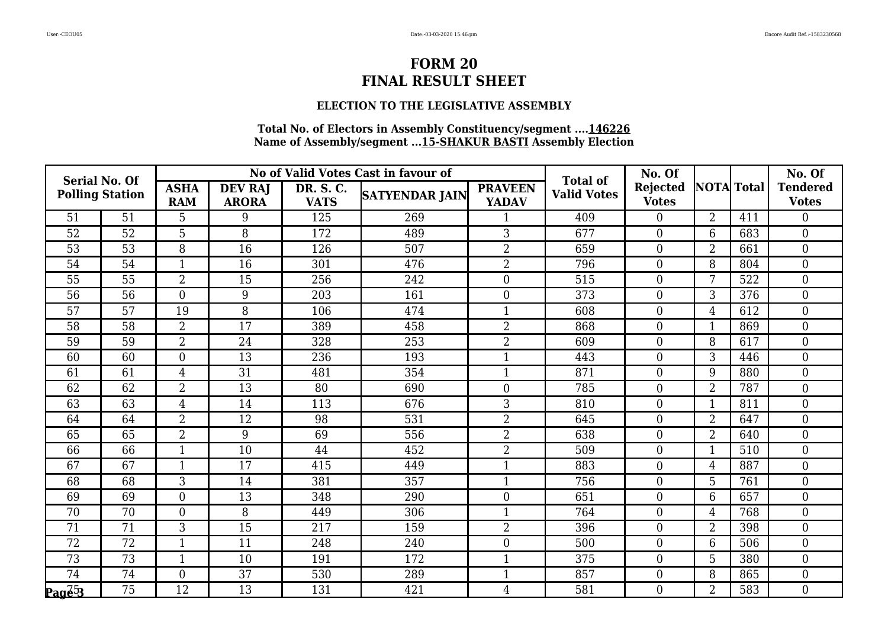# FORM 20
# FINAL RESULT SHEET

### ELECTION TO THE LEGISLATIVE ASSEMBLY

**Total No. of Electors in Assembly Constituency/segment ....146226**
**Name of Assembly/segment ...15-SHAKUR BASTI Assembly Election**

| Serial No. Of Polling Station | | No of Valid Votes Cast in favour of | | | | | Total of Valid Votes | No. Of Rejected Votes | NOTA | Total | No. Of Tendered Votes |
|---|---|---|---|---|---|---|---|---|---|---|---|
| | | ASHA RAM | DEV RAJ ARORA | DR. S. C. VATS | SATYENDAR JAIN | PRAVEEN YADAV | | | | | |
| 51 | 51 | 5 | 9 | 125 | 269 | 1 | 409 | 0 | 2 | 411 | 0 |
| 52 | 52 | 5 | 8 | 172 | 489 | 3 | 677 | 0 | 6 | 683 | 0 |
| 53 | 53 | 8 | 16 | 126 | 507 | 2 | 659 | 0 | 2 | 661 | 0 |
| 54 | 54 | 1 | 16 | 301 | 476 | 2 | 796 | 0 | 8 | 804 | 0 |
| 55 | 55 | 2 | 15 | 256 | 242 | 0 | 515 | 0 | 7 | 522 | 0 |
| 56 | 56 | 0 | 9 | 203 | 161 | 0 | 373 | 0 | 3 | 376 | 0 |
| 57 | 57 | 19 | 8 | 106 | 474 | 1 | 608 | 0 | 4 | 612 | 0 |
| 58 | 58 | 2 | 17 | 389 | 458 | 2 | 868 | 0 | 1 | 869 | 0 |
| 59 | 59 | 2 | 24 | 328 | 253 | 2 | 609 | 0 | 8 | 617 | 0 |
| 60 | 60 | 0 | 13 | 236 | 193 | 1 | 443 | 0 | 3 | 446 | 0 |
| 61 | 61 | 4 | 31 | 481 | 354 | 1 | 871 | 0 | 9 | 880 | 0 |
| 62 | 62 | 2 | 13 | 80 | 690 | 0 | 785 | 0 | 2 | 787 | 0 |
| 63 | 63 | 4 | 14 | 113 | 676 | 3 | 810 | 0 | 1 | 811 | 0 |
| 64 | 64 | 2 | 12 | 98 | 531 | 2 | 645 | 0 | 2 | 647 | 0 |
| 65 | 65 | 2 | 9 | 69 | 556 | 2 | 638 | 0 | 2 | 640 | 0 |
| 66 | 66 | 1 | 10 | 44 | 452 | 2 | 509 | 0 | 1 | 510 | 0 |
| 67 | 67 | 1 | 17 | 415 | 449 | 1 | 883 | 0 | 4 | 887 | 0 |
| 68 | 68 | 3 | 14 | 381 | 357 | 1 | 756 | 0 | 5 | 761 | 0 |
| 69 | 69 | 0 | 13 | 348 | 290 | 0 | 651 | 0 | 6 | 657 | 0 |
| 70 | 70 | 0 | 8 | 449 | 306 | 1 | 764 | 0 | 4 | 768 | 0 |
| 71 | 71 | 3 | 15 | 217 | 159 | 2 | 396 | 0 | 2 | 398 | 0 |
| 72 | 72 | 1 | 11 | 248 | 240 | 0 | 500 | 0 | 6 | 506 | 0 |
| 73 | 73 | 1 | 10 | 191 | 172 | 1 | 375 | 0 | 5 | 380 | 0 |
| 74 | 74 | 0 | 37 | 530 | 289 | 1 | 857 | 0 | 8 | 865 | 0 |
| 75 | 75 | 12 | 13 | 131 | 421 | 4 | 581 | 0 | 2 | 583 | 0 |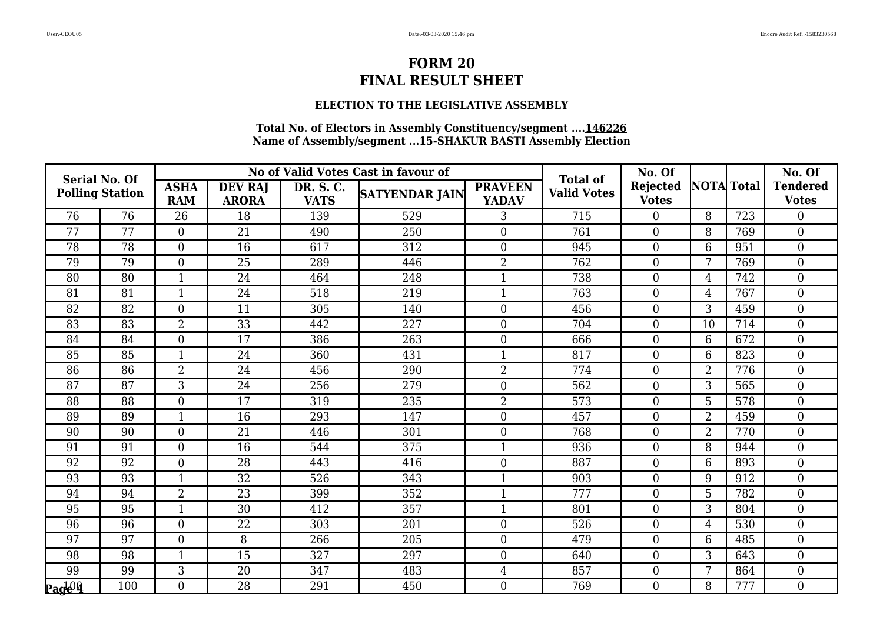# FORM 20
# FINAL RESULT SHEET

### ELECTION TO THE LEGISLATIVE ASSEMBLY

**Total No. of Electors in Assembly Constituency/segment ....146226**
**Name of Assembly/segment ...15-SHAKUR BASTI Assembly Election**

| Serial No. Of Polling Station | | No of Valid Votes Cast in favour of | | | | | Total of Valid Votes | No. Of Rejected Votes | NOTA | Total | No. Of Tendered Votes |
|---|---|---|---|---|---|---|---|---|---|---|---|
| | | ASHA RAM | DEV RAJ ARORA | DR. S. C. VATS | SATYENDAR JAIN | PRAVEEN YADAV | | | | | |
| 76 | 76 | 26 | 18 | 139 | 529 | 3 | 715 | 0 | 8 | 723 | 0 |
| 77 | 77 | 0 | 21 | 490 | 250 | 0 | 761 | 0 | 8 | 769 | 0 |
| 78 | 78 | 0 | 16 | 617 | 312 | 0 | 945 | 0 | 6 | 951 | 0 |
| 79 | 79 | 0 | 25 | 289 | 446 | 2 | 762 | 0 | 7 | 769 | 0 |
| 80 | 80 | 1 | 24 | 464 | 248 | 1 | 738 | 0 | 4 | 742 | 0 |
| 81 | 81 | 1 | 24 | 518 | 219 | 1 | 763 | 0 | 4 | 767 | 0 |
| 82 | 82 | 0 | 11 | 305 | 140 | 0 | 456 | 0 | 3 | 459 | 0 |
| 83 | 83 | 2 | 33 | 442 | 227 | 0 | 704 | 0 | 10 | 714 | 0 |
| 84 | 84 | 0 | 17 | 386 | 263 | 0 | 666 | 0 | 6 | 672 | 0 |
| 85 | 85 | 1 | 24 | 360 | 431 | 1 | 817 | 0 | 6 | 823 | 0 |
| 86 | 86 | 2 | 24 | 456 | 290 | 2 | 774 | 0 | 2 | 776 | 0 |
| 87 | 87 | 3 | 24 | 256 | 279 | 0 | 562 | 0 | 3 | 565 | 0 |
| 88 | 88 | 0 | 17 | 319 | 235 | 2 | 573 | 0 | 5 | 578 | 0 |
| 89 | 89 | 1 | 16 | 293 | 147 | 0 | 457 | 0 | 2 | 459 | 0 |
| 90 | 90 | 0 | 21 | 446 | 301 | 0 | 768 | 0 | 2 | 770 | 0 |
| 91 | 91 | 0 | 16 | 544 | 375 | 1 | 936 | 0 | 8 | 944 | 0 |
| 92 | 92 | 0 | 28 | 443 | 416 | 0 | 887 | 0 | 6 | 893 | 0 |
| 93 | 93 | 1 | 32 | 526 | 343 | 1 | 903 | 0 | 9 | 912 | 0 |
| 94 | 94 | 2 | 23 | 399 | 352 | 1 | 777 | 0 | 5 | 782 | 0 |
| 95 | 95 | 1 | 30 | 412 | 357 | 1 | 801 | 0 | 3 | 804 | 0 |
| 96 | 96 | 0 | 22 | 303 | 201 | 0 | 526 | 0 | 4 | 530 | 0 |
| 97 | 97 | 0 | 8 | 266 | 205 | 0 | 479 | 0 | 6 | 485 | 0 |
| 98 | 98 | 1 | 15 | 327 | 297 | 0 | 640 | 0 | 3 | 643 | 0 |
| 99 | 99 | 3 | 20 | 347 | 483 | 4 | 857 | 0 | 7 | 864 | 0 |
| 100 | 100 | 0 | 28 | 291 | 450 | 0 | 769 | 0 | 8 | 777 | 0 |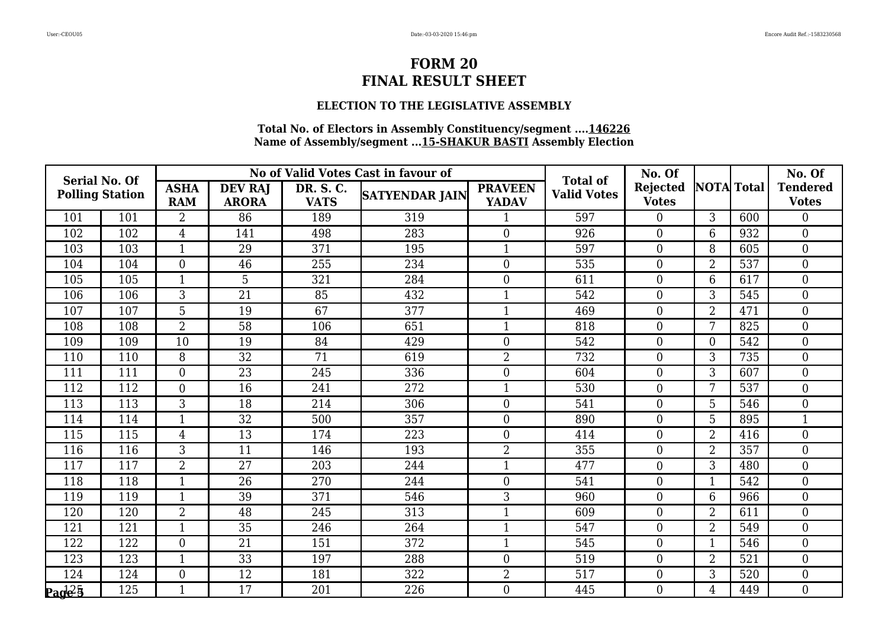# FORM 20
# FINAL RESULT SHEET

### ELECTION TO THE LEGISLATIVE ASSEMBLY

**Total No. of Electors in Assembly Constituency/segment ....146226**
**Name of Assembly/segment ...15-SHAKUR BASTI Assembly Election**

| Serial No. Of Polling Station | | No of Valid Votes Cast in favour of | | | | | Total of Valid Votes | No. Of Rejected Votes | NOTA | Total | No. Of Tendered Votes |
|---|---|---|---|---|---|---|---|---|---|---|---|
| | | ASHA RAM | DEV RAJ ARORA | DR. S. C. VATS | SATYENDAR JAIN | PRAVEEN YADAV | | | | | |
| 101 | 101 | 2 | 86 | 189 | 319 | 1 | 597 | 0 | 3 | 600 | 0 |
| 102 | 102 | 4 | 141 | 498 | 283 | 0 | 926 | 0 | 6 | 932 | 0 |
| 103 | 103 | 1 | 29 | 371 | 195 | 1 | 597 | 0 | 8 | 605 | 0 |
| 104 | 104 | 0 | 46 | 255 | 234 | 0 | 535 | 0 | 2 | 537 | 0 |
| 105 | 105 | 1 | 5 | 321 | 284 | 0 | 611 | 0 | 6 | 617 | 0 |
| 106 | 106 | 3 | 21 | 85 | 432 | 1 | 542 | 0 | 3 | 545 | 0 |
| 107 | 107 | 5 | 19 | 67 | 377 | 1 | 469 | 0 | 2 | 471 | 0 |
| 108 | 108 | 2 | 58 | 106 | 651 | 1 | 818 | 0 | 7 | 825 | 0 |
| 109 | 109 | 10 | 19 | 84 | 429 | 0 | 542 | 0 | 0 | 542 | 0 |
| 110 | 110 | 8 | 32 | 71 | 619 | 2 | 732 | 0 | 3 | 735 | 0 |
| 111 | 111 | 0 | 23 | 245 | 336 | 0 | 604 | 0 | 3 | 607 | 0 |
| 112 | 112 | 0 | 16 | 241 | 272 | 1 | 530 | 0 | 7 | 537 | 0 |
| 113 | 113 | 3 | 18 | 214 | 306 | 0 | 541 | 0 | 5 | 546 | 0 |
| 114 | 114 | 1 | 32 | 500 | 357 | 0 | 890 | 0 | 5 | 895 | 1 |
| 115 | 115 | 4 | 13 | 174 | 223 | 0 | 414 | 0 | 2 | 416 | 0 |
| 116 | 116 | 3 | 11 | 146 | 193 | 2 | 355 | 0 | 2 | 357 | 0 |
| 117 | 117 | 2 | 27 | 203 | 244 | 1 | 477 | 0 | 3 | 480 | 0 |
| 118 | 118 | 1 | 26 | 270 | 244 | 0 | 541 | 0 | 1 | 542 | 0 |
| 119 | 119 | 1 | 39 | 371 | 546 | 3 | 960 | 0 | 6 | 966 | 0 |
| 120 | 120 | 2 | 48 | 245 | 313 | 1 | 609 | 0 | 2 | 611 | 0 |
| 121 | 121 | 1 | 35 | 246 | 264 | 1 | 547 | 0 | 2 | 549 | 0 |
| 122 | 122 | 0 | 21 | 151 | 372 | 1 | 545 | 0 | 1 | 546 | 0 |
| 123 | 123 | 1 | 33 | 197 | 288 | 0 | 519 | 0 | 2 | 521 | 0 |
| 124 | 124 | 0 | 12 | 181 | 322 | 2 | 517 | 0 | 3 | 520 | 0 |
| 125 | 125 | 1 | 17 | 201 | 226 | 0 | 445 | 0 | 4 | 449 | 0 |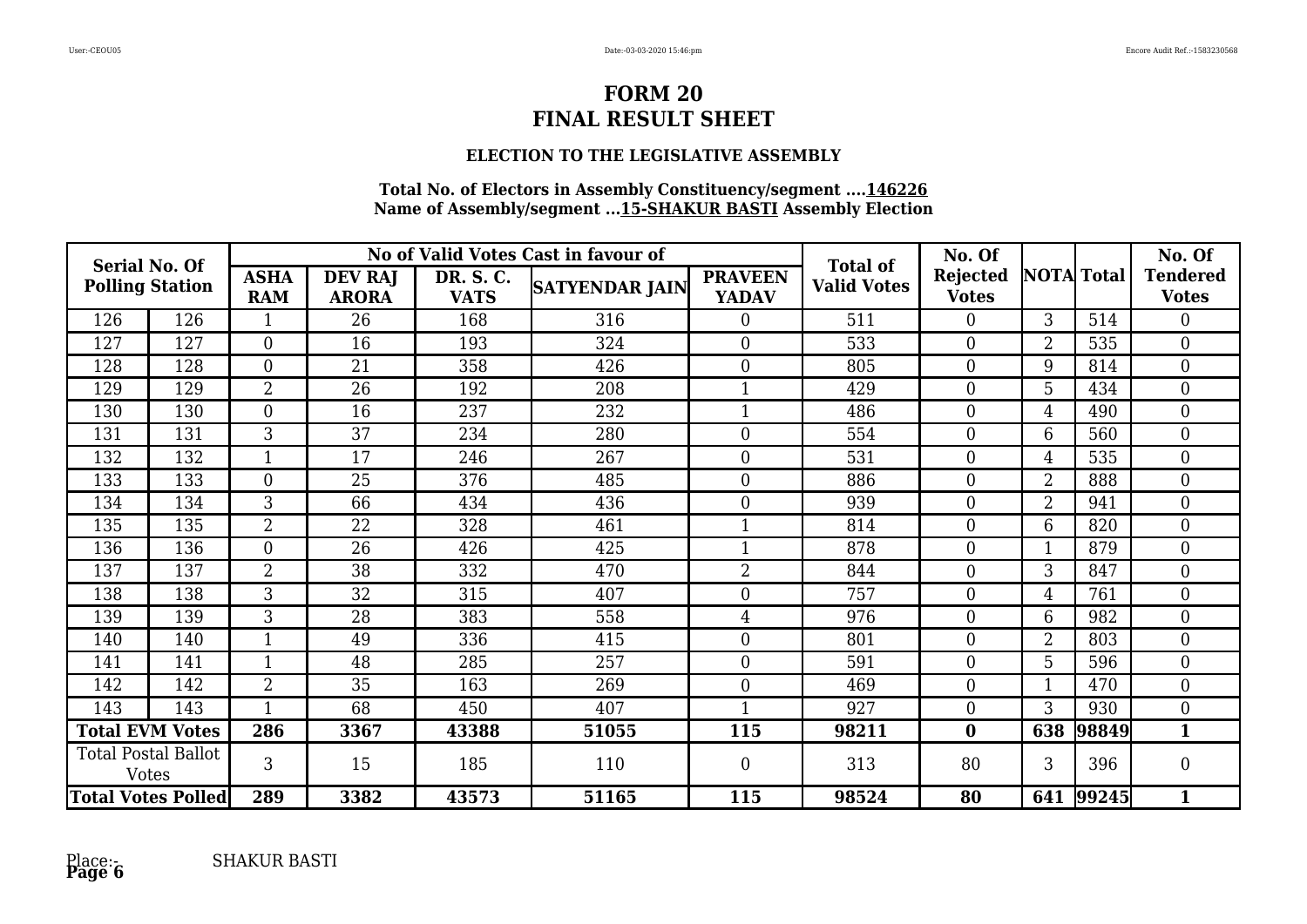# FORM 20
# FINAL RESULT SHEET

### ELECTION TO THE LEGISLATIVE ASSEMBLY

**Total No. of Electors in Assembly Constituency/segment ....146226**
**Name of Assembly/segment ...15-SHAKUR BASTI Assembly Election**

| Serial No. Of Polling Station | | No of Valid Votes Cast in favour of | | | | | Total of Valid Votes | No. Of Rejected Votes | NOTA | Total | No. Of Tendered Votes |
|---|---|---|---|---|---|---|---|---|---|---|---|
| | | ASHA RAM | DEV RAJ ARORA | DR. S. C. VATS | SATYENDAR JAIN | PRAVEEN YADAV | | | | | |
| 126 | 126 | 1 | 26 | 168 | 316 | 0 | 511 | 0 | 3 | 514 | 0 |
| 127 | 127 | 0 | 16 | 193 | 324 | 0 | 533 | 0 | 2 | 535 | 0 |
| 128 | 128 | 0 | 21 | 358 | 426 | 0 | 805 | 0 | 9 | 814 | 0 |
| 129 | 129 | 2 | 26 | 192 | 208 | 1 | 429 | 0 | 5 | 434 | 0 |
| 130 | 130 | 0 | 16 | 237 | 232 | 1 | 486 | 0 | 4 | 490 | 0 |
| 131 | 131 | 3 | 37 | 234 | 280 | 0 | 554 | 0 | 6 | 560 | 0 |
| 132 | 132 | 1 | 17 | 246 | 267 | 0 | 531 | 0 | 4 | 535 | 0 |
| 133 | 133 | 0 | 25 | 376 | 485 | 0 | 886 | 0 | 2 | 888 | 0 |
| 134 | 134 | 3 | 66 | 434 | 436 | 0 | 939 | 0 | 2 | 941 | 0 |
| 135 | 135 | 2 | 22 | 328 | 461 | 1 | 814 | 0 | 6 | 820 | 0 |
| 136 | 136 | 0 | 26 | 426 | 425 | 1 | 878 | 0 | 1 | 879 | 0 |
| 137 | 137 | 2 | 38 | 332 | 470 | 2 | 844 | 0 | 3 | 847 | 0 |
| 138 | 138 | 3 | 32 | 315 | 407 | 0 | 757 | 0 | 4 | 761 | 0 |
| 139 | 139 | 3 | 28 | 383 | 558 | 4 | 976 | 0 | 6 | 982 | 0 |
| 140 | 140 | 1 | 49 | 336 | 415 | 0 | 801 | 0 | 2 | 803 | 0 |
| 141 | 141 | 1 | 48 | 285 | 257 | 0 | 591 | 0 | 5 | 596 | 0 |
| 142 | 142 | 2 | 35 | 163 | 269 | 0 | 469 | 0 | 1 | 470 | 0 |
| 143 | 143 | 1 | 68 | 450 | 407 | 1 | 927 | 0 | 3 | 930 | 0 |
| **Total EVM Votes** | | **286** | **3367** | **43388** | **51055** | **115** | **98211** | **0** | **638** | **98849** | **1** |
| Total Postal Ballot Votes | | 3 | 15 | 185 | 110 | 0 | 313 | 80 | 3 | 396 | 0 |
| **Total Votes Polled** | | **289** | **3382** | **43573** | **51165** | **115** | **98524** | **80** | **641** | **99245** | **1** |

Place:- SHAKUR BASTI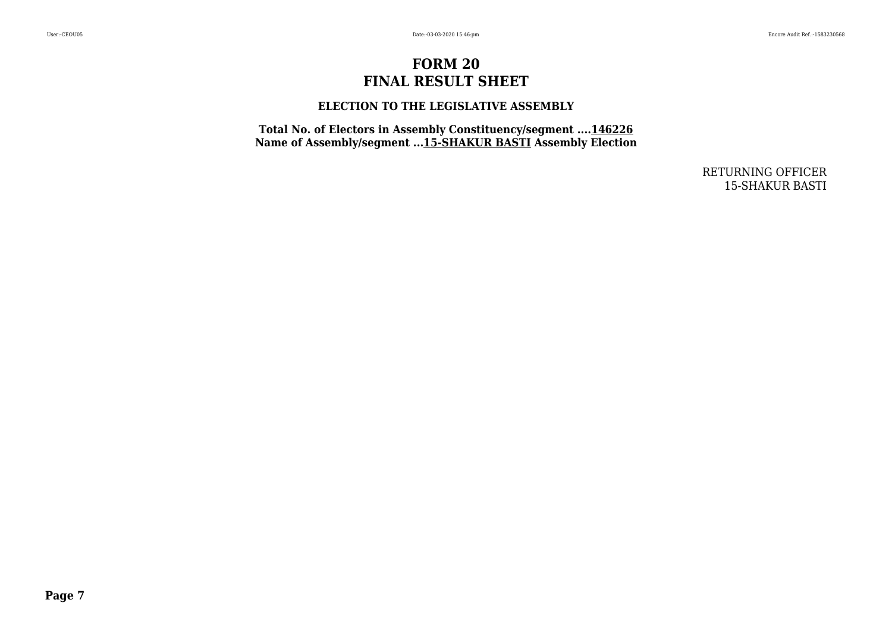# FORM 20
# FINAL RESULT SHEET

### ELECTION TO THE LEGISLATIVE ASSEMBLY

**Total No. of Electors in Assembly Constituency/segment ....146226**
**Name of Assembly/segment ...15-SHAKUR BASTI Assembly Election**

RETURNING OFFICER
15-SHAKUR BASTI